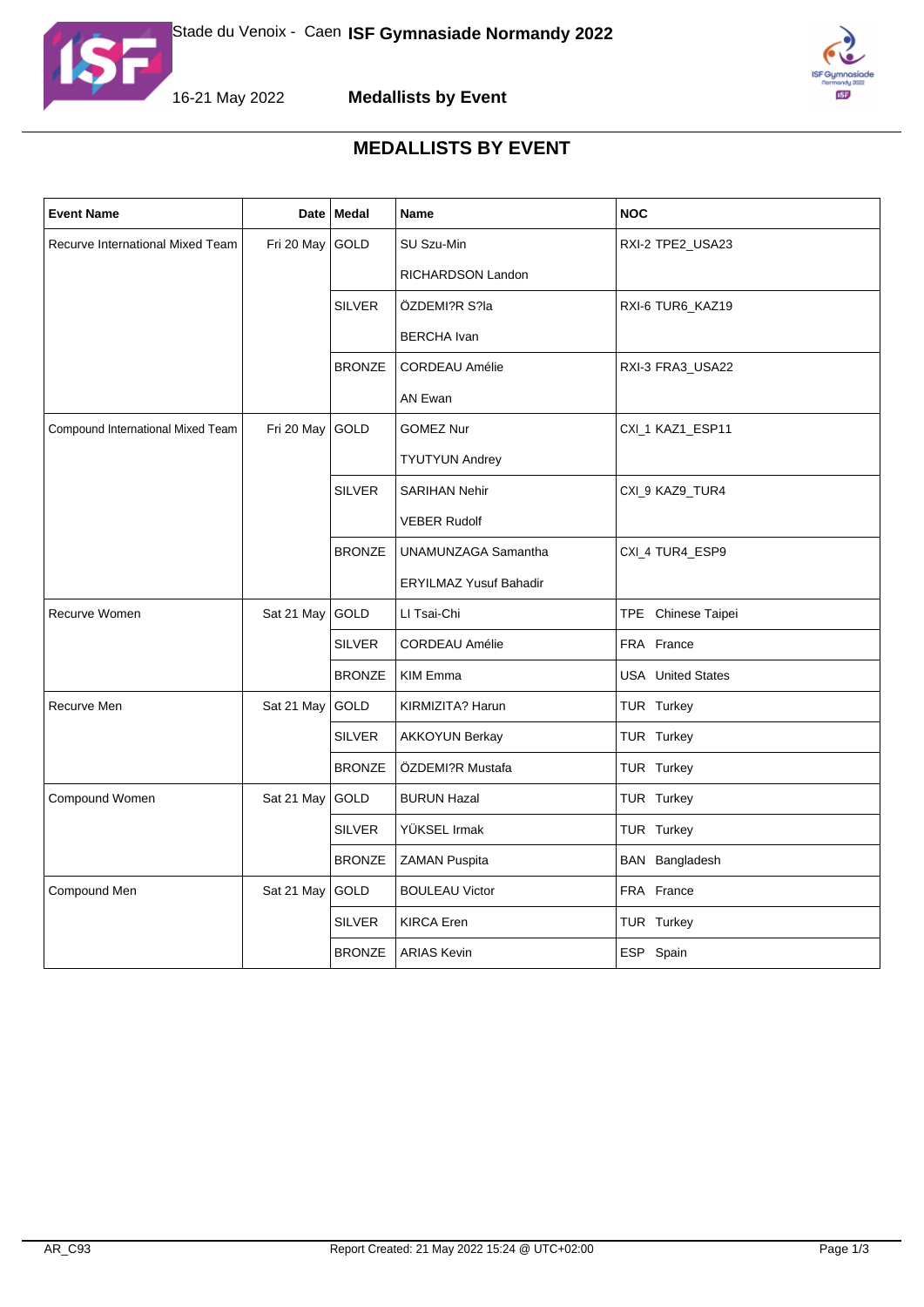# MEDALLISTS BY EVENT

| Event Name | Date | Medal | Name | NOC |
|---|---|---|---|---|
| Recurve International Mixed Team | Fri 20 May | GOLD | SU Szu-Min | RXI-2 TPE2_USA23 |
| | | | RICHARDSON Landon | |
| | | SILVER | ÖZDEMI?R S?la | RXI-6 TUR6_KAZ19 |
| | | | BERCHA Ivan | |
| | | BRONZE | CORDEAU Amélie | RXI-3 FRA3_USA22 |
| | | | AN Ewan | |
| Compound International Mixed Team | Fri 20 May | GOLD | GOMEZ Nur | CXI_1 KAZ1_ESP11 |
| | | | TYUTYUN Andrey | |
| | | SILVER | SARIHAN Nehir | CXI_9 KAZ9_TUR4 |
| | | | VEBER Rudolf | |
| | | BRONZE | UNAMUNZAGA Samantha | CXI_4 TUR4_ESP9 |
| | | | ERYILMAZ Yusuf Bahadir | |
| Recurve Women | Sat 21 May | GOLD | LI Tsai-Chi | TPE Chinese Taipei |
| | | SILVER | CORDEAU Amélie | FRA France |
| | | BRONZE | KIM Emma | USA United States |
| Recurve Men | Sat 21 May | GOLD | KIRMIZITA? Harun | TUR Turkey |
| | | SILVER | AKKOYUN Berkay | TUR Turkey |
| | | BRONZE | ÖZDEMI?R Mustafa | TUR Turkey |
| Compound Women | Sat 21 May | GOLD | BURUN Hazal | TUR Turkey |
| | | SILVER | YÜKSEL Irmak | TUR Turkey |
| | | BRONZE | ZAMAN Puspita | BAN Bangladesh |
| Compound Men | Sat 21 May | GOLD | BOULEAU Victor | FRA France |
| | | SILVER | KIRCA Eren | TUR Turkey |
| | | BRONZE | ARIAS Kevin | ESP Spain |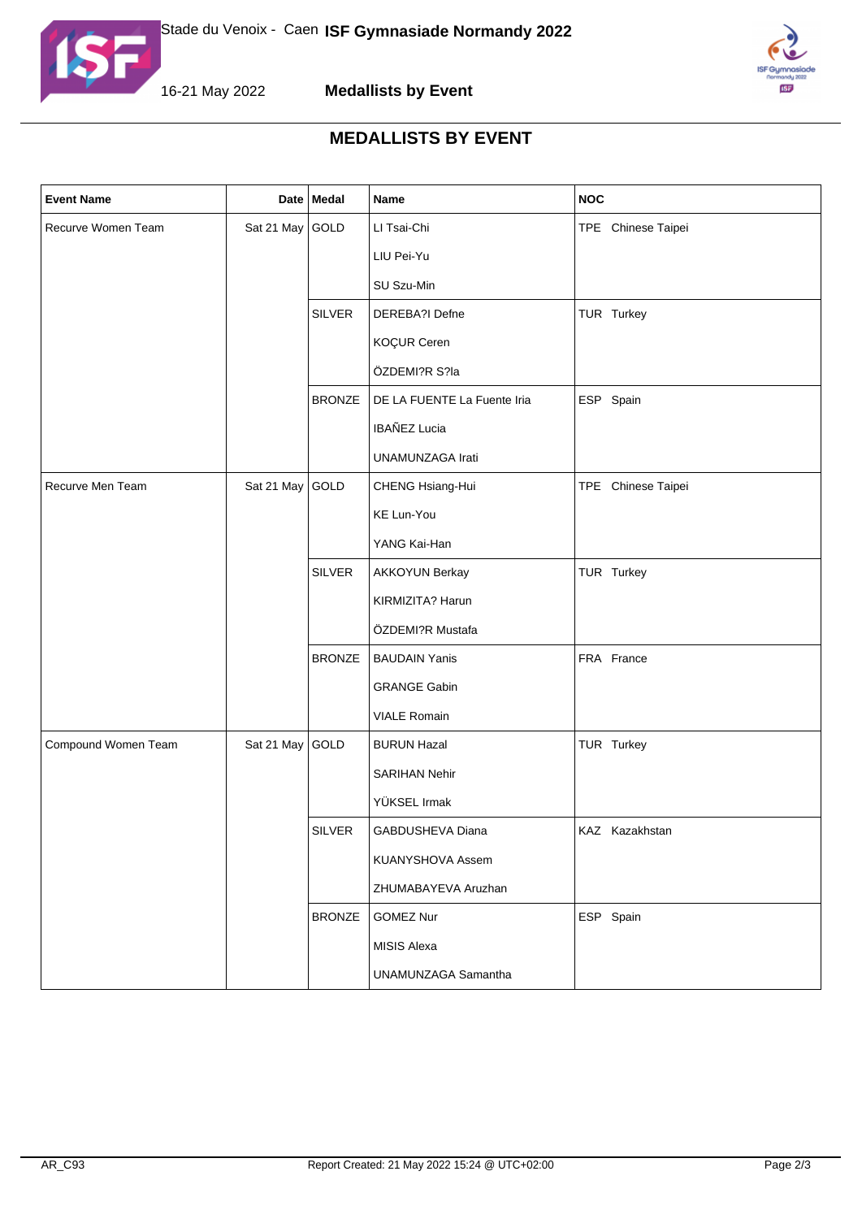# MEDALLISTS BY EVENT

| Event Name | Date | Medal | Name | NOC |
|---|---|---|---|---|
| Recurve Women Team | Sat 21 May | GOLD | LI Tsai-Chi | TPE Chinese Taipei |
| | | | LIU Pei-Yu | |
| | | | SU Szu-Min | |
| | | SILVER | DEREBA?I Defne | TUR Turkey |
| | | | KOÇUR Ceren | |
| | | | ÖZDEMI?R S?la | |
| | | BRONZE | DE LA FUENTE La Fuente Iria | ESP Spain |
| | | | IBAÑEZ Lucia | |
| | | | UNAMUNZAGA Irati | |
| Recurve Men Team | Sat 21 May | GOLD | CHENG Hsiang-Hui | TPE Chinese Taipei |
| | | | KE Lun-You | |
| | | | YANG Kai-Han | |
| | | SILVER | AKKOYUN Berkay | TUR Turkey |
| | | | KIRMIZITA? Harun | |
| | | | ÖZDEMI?R Mustafa | |
| | | BRONZE | BAUDAIN Yanis | FRA France |
| | | | GRANGE Gabin | |
| | | | VIALE Romain | |
| Compound Women Team | Sat 21 May | GOLD | BURUN Hazal | TUR Turkey |
| | | | SARIHAN Nehir | |
| | | | YÜKSEL Irmak | |
| | | SILVER | GABDUSHEVA Diana | KAZ Kazakhstan |
| | | | KUANYSHOVA Assem | |
| | | | ZHUMABAYEVA Aruzhan | |
| | | BRONZE | GOMEZ Nur | ESP Spain |
| | | | MISIS Alexa | |
| | | | UNAMUNZAGA Samantha | |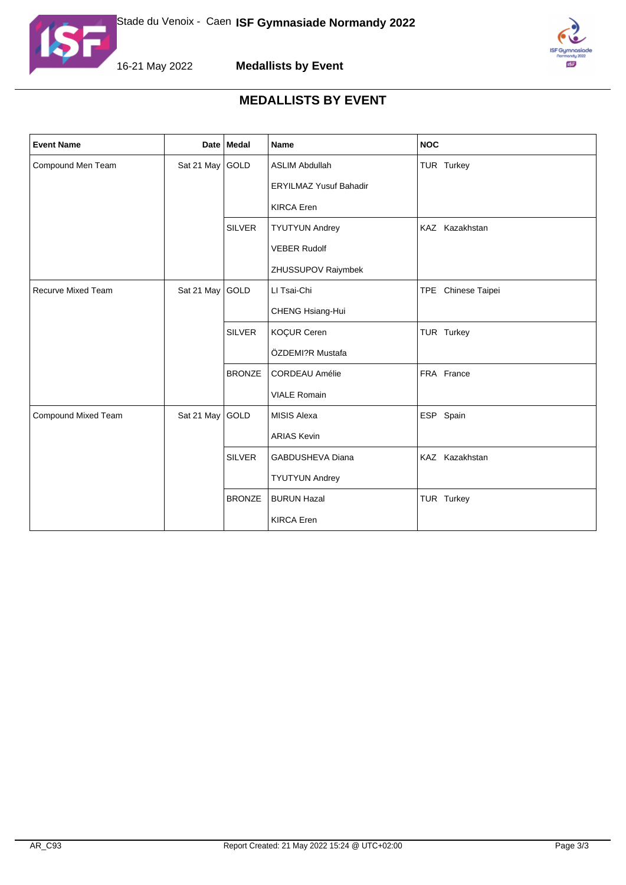# MEDALLISTS BY EVENT

| Event Name | Date | Medal | Name | NOC |
|---|---|---|---|---|
| Compound Men Team | Sat 21 May | GOLD | ASLIM Abdullah | TUR Turkey |
| | | | ERYILMAZ Yusuf Bahadir | |
| | | | KIRCA Eren | |
| | | SILVER | TYUTYUN Andrey | KAZ Kazakhstan |
| | | | VEBER Rudolf | |
| | | | ZHUSSUPOV Raiymbek | |
| Recurve Mixed Team | Sat 21 May | GOLD | LI Tsai-Chi | TPE Chinese Taipei |
| | | | CHENG Hsiang-Hui | |
| | | SILVER | KOÇUR Ceren | TUR Turkey |
| | | | ÖZDEMI?R Mustafa | |
| | | BRONZE | CORDEAU Amélie | FRA France |
| | | | VIALE Romain | |
| Compound Mixed Team | Sat 21 May | GOLD | MISIS Alexa | ESP Spain |
| | | | ARIAS Kevin | |
| | | SILVER | GABDUSHEVA Diana | KAZ Kazakhstan |
| | | | TYUTYUN Andrey | |
| | | BRONZE | BURUN Hazal | TUR Turkey |
| | | | KIRCA Eren | |